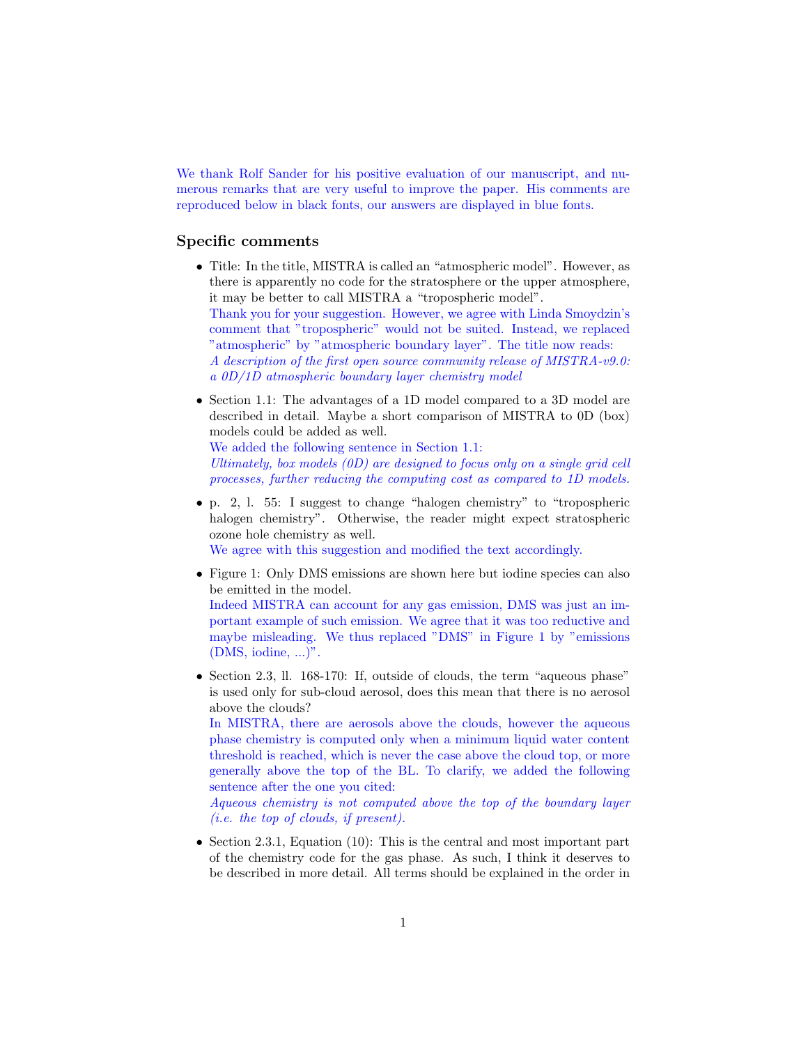We thank Rolf Sander for his positive evaluation of our manuscript, and numerous remarks that are very useful to improve the paper. His comments are reproduced below in black fonts, our answers are displayed in blue fonts.

## Specific comments

- Title: In the title, MISTRA is called an "atmospheric model". However, as there is apparently no code for the stratosphere or the upper atmosphere, it may be better to call MISTRA a "tropospheric model".
  Thank you for your suggestion. However, we agree with Linda Smoydzin's comment that "tropospheric" would not be suited. Instead, we replaced "atmospheric" by "atmospheric boundary layer". The title now reads:
  *A description of the first open source community release of MISTRA-v9.0: a 0D/1D atmospheric boundary layer chemistry model*

- Section 1.1: The advantages of a 1D model compared to a 3D model are described in detail. Maybe a short comparison of MISTRA to 0D (box) models could be added as well.
  We added the following sentence in Section 1.1:
  *Ultimately, box models (0D) are designed to focus only on a single grid cell processes, further reducing the computing cost as compared to 1D models.*

- p. 2, l. 55: I suggest to change "halogen chemistry" to "tropospheric halogen chemistry". Otherwise, the reader might expect stratospheric ozone hole chemistry as well.
  We agree with this suggestion and modified the text accordingly.

- Figure 1: Only DMS emissions are shown here but iodine species can also be emitted in the model.
  Indeed MISTRA can account for any gas emission, DMS was just an important example of such emission. We agree that it was too reductive and maybe misleading. We thus replaced "DMS" in Figure 1 by "emissions (DMS, iodine, ...)".

- Section 2.3, ll. 168-170: If, outside of clouds, the term "aqueous phase" is used only for sub-cloud aerosol, does this mean that there is no aerosol above the clouds?
  In MISTRA, there are aerosols above the clouds, however the aqueous phase chemistry is computed only when a minimum liquid water content threshold is reached, which is never the case above the cloud top, or more generally above the top of the BL. To clarify, we added the following sentence after the one you cited:
  *Aqueous chemistry is not computed above the top of the boundary layer (i.e. the top of clouds, if present).*

- Section 2.3.1, Equation (10): This is the central and most important part of the chemistry code for the gas phase. As such, I think it deserves to be described in more detail. All terms should be explained in the order in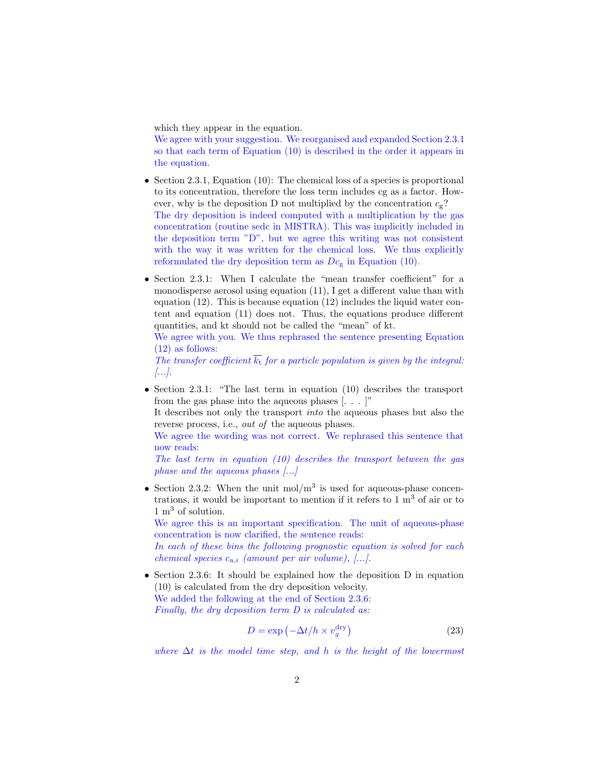which they appear in the equation.
We agree with your suggestion. We reorganised and expanded Section 2.3.1 so that each term of Equation (10) is described in the order it appears in the equation.

- Section 2.3.1, Equation (10): The chemical loss of a species is proportional to its concentration, therefore the loss term includes cg as a factor. However, why is the deposition D not multiplied by the concentration $c_g$?
  The dry deposition is indeed computed with a multiplication by the gas concentration (routine sedc in MISTRA). This was implicitly included in the deposition term "D", but we agree this writing was not consistent with the way it was written for the chemical loss. We thus explicitly reformulated the dry deposition term as $Dc_g$ in Equation (10).

- Section 2.3.1: When I calculate the "mean transfer coefficient" for a monodisperse aerosol using equation (11), I get a different value than with equation (12). This is because equation (12) includes the liquid water content and equation (11) does not. Thus, the equations produce different quantities, and kt should not be called the "mean" of kt.
  We agree with you. We thus rephrased the sentence presenting Equation (12) as follows:
  *The transfer coefficient $\overline{k_t}$ for a particle population is given by the integral: [...].*

- Section 2.3.1: "The last term in equation (10) describes the transport from the gas phase into the aqueous phases [. . . ]"
  It describes not only the transport *into* the aqueous phases but also the reverse process, i.e., *out of* the aqueous phases.
  We agree the wording was not correct. We rephrased this sentence that now reads:
  *The last term in equation (10) describes the transport between the gas phase and the aqueous phases [...]*

- Section 2.3.2: When the unit mol/m$^3$ is used for aqueous-phase concentrations, it would be important to mention if it refers to 1 m$^3$ of air or to 1 m$^3$ of solution.
  We agree this is an important specification. The unit of aqueous-phase concentration is now clarified, the sentence reads:
  *In each of these bins the following prognostic equation is solved for each chemical species $c_{a,i}$ (amount per air volume), [...].*

- Section 2.3.6: It should be explained how the deposition D in equation (10) is calculated from the dry deposition velocity.
  We added the following at the end of Section 2.3.6:
  *Finally, the dry deposition term D is calculated as:*

$$D = \exp\left(-\Delta t/h \times v_g^{\text{dry}}\right) \tag{23}$$

  *where $\Delta t$ is the model time step, and $h$ is the height of the lowermost*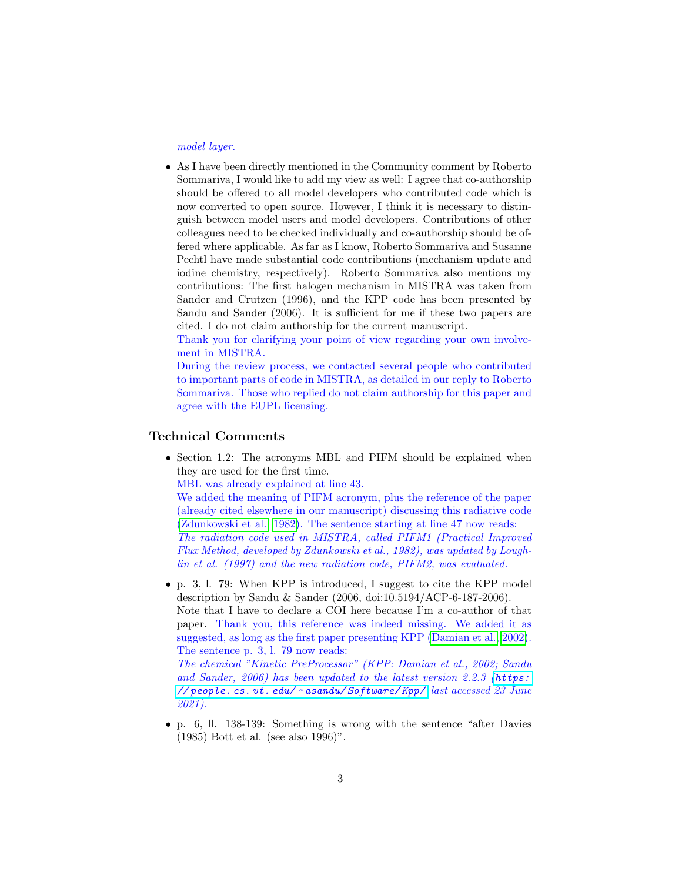*model layer.*

- As I have been directly mentioned in the Community comment by Roberto Sommariva, I would like to add my view as well: I agree that co-authorship should be offered to all model developers who contributed code which is now converted to open source. However, I think it is necessary to distinguish between model users and model developers. Contributions of other colleagues need to be checked individually and co-authorship should be offered where applicable. As far as I know, Roberto Sommariva and Susanne Pechtl have made substantial code contributions (mechanism update and iodine chemistry, respectively). Roberto Sommariva also mentions my contributions: The first halogen mechanism in MISTRA was taken from Sander and Crutzen (1996), and the KPP code has been presented by Sandu and Sander (2006). It is sufficient for me if these two papers are cited. I do not claim authorship for the current manuscript.
  Thank you for clarifying your point of view regarding your own involvement in MISTRA.
  During the review process, we contacted several people who contributed to important parts of code in MISTRA, as detailed in our reply to Roberto Sommariva. Those who replied do not claim authorship for this paper and agree with the EUPL licensing.

## Technical Comments

- Section 1.2: The acronyms MBL and PIFM should be explained when they are used for the first time.
  MBL was already explained at line 43.
  We added the meaning of PIFM acronym, plus the reference of the paper (already cited elsewhere in our manuscript) discussing this radiative code (Zdunkowski et al., 1982). The sentence starting at line 47 now reads:
  *The radiation code used in MISTRA, called PIFM1 (Practical Improved Flux Method, developed by Zdunkowski et al., 1982), was updated by Loughlin et al. (1997) and the new radiation code, PIFM2, was evaluated.*

- p. 3, l. 79: When KPP is introduced, I suggest to cite the KPP model description by Sandu & Sander (2006, doi:10.5194/ACP-6-187-2006). Note that I have to declare a COI here because I'm a co-author of that paper. Thank you, this reference was indeed missing. We added it as suggested, as long as the first paper presenting KPP (Damian et al., 2002). The sentence p. 3, l. 79 now reads:
  *The chemical "Kinetic PreProcessor" (KPP: Damian et al., 2002; Sandu and Sander, 2006) has been updated to the latest version 2.2.3 (https://people.cs.vt.edu/~asandu/Software/Kpp/ last accessed 23 June 2021).*

- p. 6, ll. 138-139: Something is wrong with the sentence "after Davies (1985) Bott et al. (see also 1996)".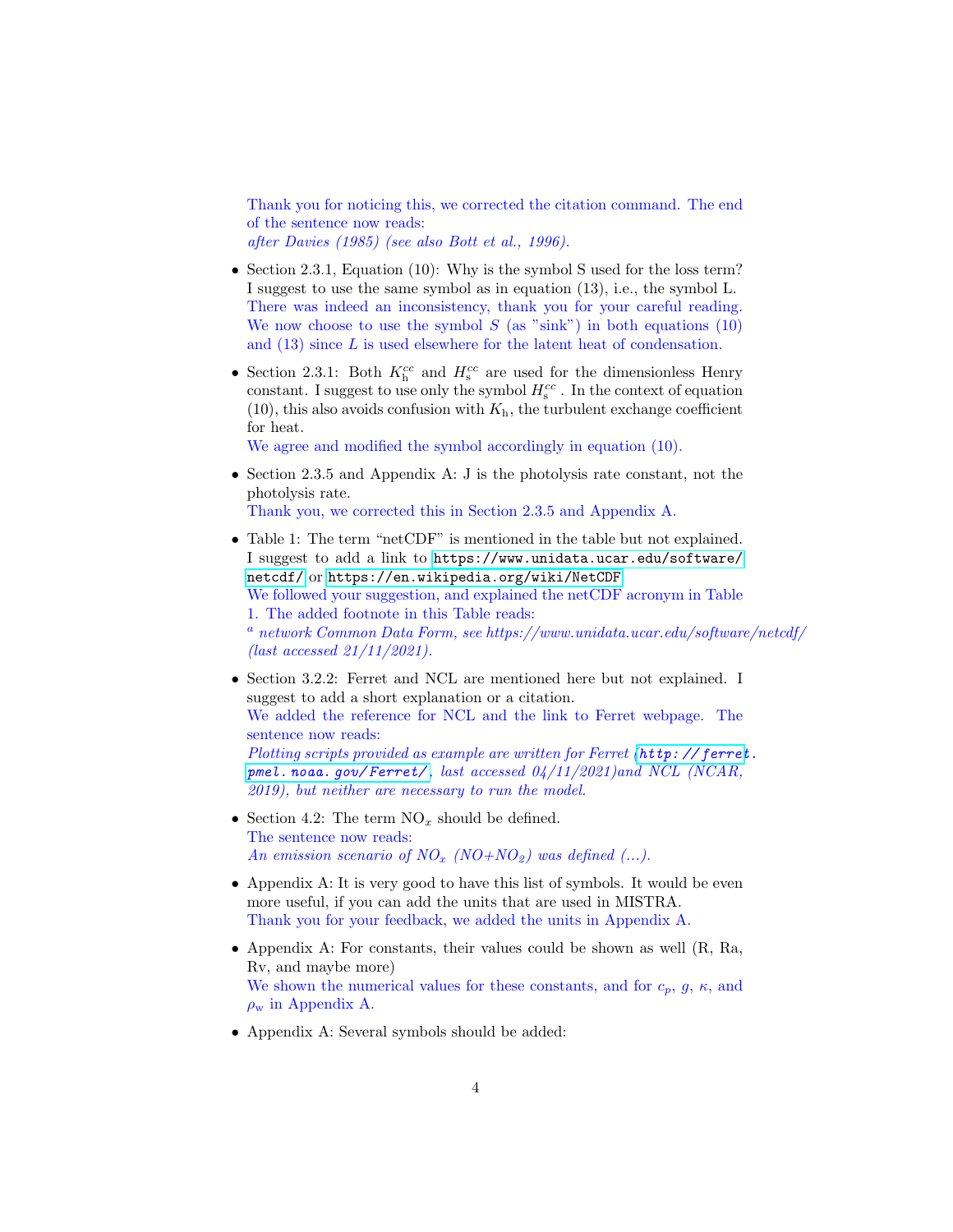Thank you for noticing this, we corrected the citation command. The end of the sentence now reads:
*after Davies (1985) (see also Bott et al., 1996).*

- Section 2.3.1, Equation (10): Why is the symbol S used for the loss term? I suggest to use the same symbol as in equation (13), i.e., the symbol L.
  There was indeed an inconsistency, thank you for your careful reading. We now choose to use the symbol $S$ (as "sink") in both equations (10) and (13) since $L$ is used elsewhere for the latent heat of condensation.

- Section 2.3.1: Both $K_{\mathrm{h}}^{cc}$ and $H_{\mathrm{s}}^{cc}$ are used for the dimensionless Henry constant. I suggest to use only the symbol $H_{\mathrm{s}}^{cc}$ . In the context of equation (10), this also avoids confusion with $K_{\mathrm{h}}$, the turbulent exchange coefficient for heat.
  We agree and modified the symbol accordingly in equation (10).

- Section 2.3.5 and Appendix A: J is the photolysis rate constant, not the photolysis rate.
  Thank you, we corrected this in Section 2.3.5 and Appendix A.

- Table 1: The term "netCDF" is mentioned in the table but not explained. I suggest to add a link to https://www.unidata.ucar.edu/software/netcdf/ or https://en.wikipedia.org/wiki/NetCDF
  We followed your suggestion, and explained the netCDF acronym in Table 1. The added footnote in this Table reads:
  *[a] network Common Data Form, see https://www.unidata.ucar.edu/software/netcdf/ (last accessed 21/11/2021).*

- Section 3.2.2: Ferret and NCL are mentioned here but not explained. I suggest to add a short explanation or a citation.
  We added the reference for NCL and the link to Ferret webpage. The sentence now reads:
  *Plotting scripts provided as example are written for Ferret (http://ferret.pmel.noaa.gov/Ferret/, last accessed 04/11/2021)and NCL (NCAR, 2019), but neither are necessary to run the model.*

- Section 4.2: The term $NO_x$ should be defined.
  The sentence now reads:
  *An emission scenario of $NO_x$ ($NO$+$NO_2$) was defined (...).*

- Appendix A: It is very good to have this list of symbols. It would be even more useful, if you can add the units that are used in MISTRA.
  Thank you for your feedback, we added the units in Appendix A.

- Appendix A: For constants, their values could be shown as well (R, Ra, Rv, and maybe more)
  We shown the numerical values for these constants, and for $c_p$, $g$, $\kappa$, and $\rho_{\mathrm{w}}$ in Appendix A.

- Appendix A: Several symbols should be added: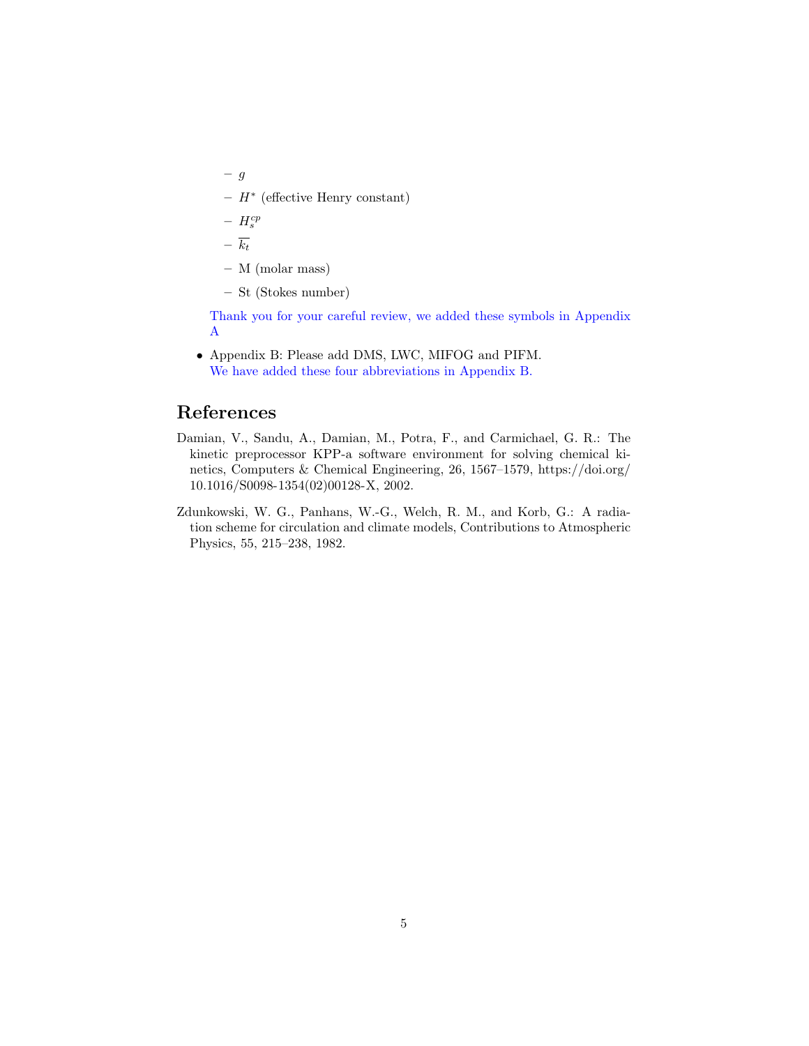- $g$
  - $H^*$ (effective Henry constant)
  - $H_s^{cp}$
  - $\overline{k_t}$
  - M (molar mass)
  - St (Stokes number)

  Thank you for your careful review, we added these symbols in Appendix A

- Appendix B: Please add DMS, LWC, MIFOG and PIFM.
  We have added these four abbreviations in Appendix B.

## References

Damian, V., Sandu, A., Damian, M., Potra, F., and Carmichael, G. R.: The kinetic preprocessor KPP-a software environment for solving chemical kinetics, Computers & Chemical Engineering, 26, 1567–1579, https://doi.org/10.1016/S0098-1354(02)00128-X, 2002.

Zdunkowski, W. G., Panhans, W.-G., Welch, R. M., and Korb, G.: A radiation scheme for circulation and climate models, Contributions to Atmospheric Physics, 55, 215–238, 1982.